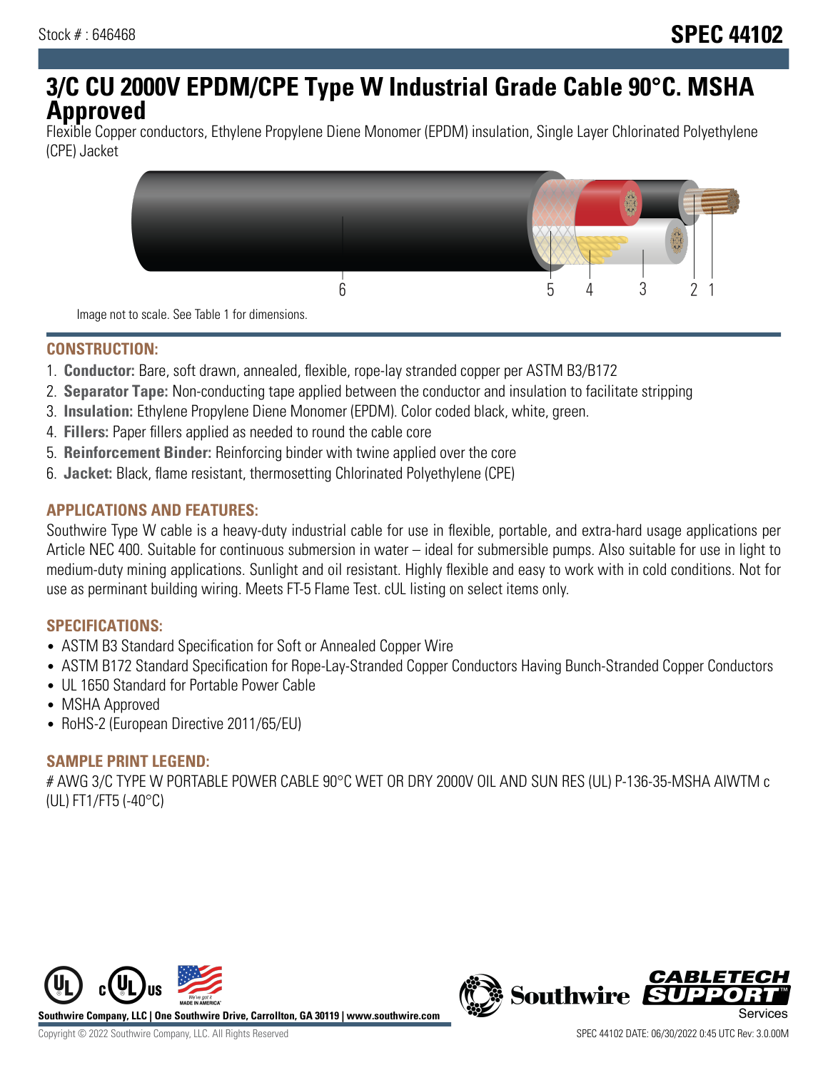Stock # : 646468

# SPEC 44102

# 3/C CU 2000V EPDM/CPE Type W Industrial Grade Cable 90°C. MSHA Approved

Flexible Copper conductors, Ethylene Propylene Diene Monomer (EPDM) insulation, Single Layer Chlorinated Polyethylene (CPE) Jacket

Image not to scale. See Table 1 for dimensions.

## CONSTRUCTION:

1. **Conductor:** Bare, soft drawn, annealed, flexible, rope-lay stranded copper per ASTM B3/B172
2. **Separator Tape:** Non-conducting tape applied between the conductor and insulation to facilitate stripping
3. **Insulation:** Ethylene Propylene Diene Monomer (EPDM). Color coded black, white, green.
4. **Fillers:** Paper fillers applied as needed to round the cable core
5. **Reinforcement Binder:** Reinforcing binder with twine applied over the core
6. **Jacket:** Black, flame resistant, thermosetting Chlorinated Polyethylene (CPE)

## APPLICATIONS AND FEATURES:

Southwire Type W cable is a heavy-duty industrial cable for use in flexible, portable, and extra-hard usage applications per Article NEC 400. Suitable for continuous submersion in water – ideal for submersible pumps. Also suitable for use in light to medium-duty mining applications. Sunlight and oil resistant. Highly flexible and easy to work with in cold conditions. Not for use as perminant building wiring. Meets FT-5 Flame Test. cUL listing on select items only.

## SPECIFICATIONS:

- ASTM B3 Standard Specification for Soft or Annealed Copper Wire
- ASTM B172 Standard Specification for Rope-Lay-Stranded Copper Conductors Having Bunch-Stranded Copper Conductors
- UL 1650 Standard for Portable Power Cable
- MSHA Approved
- RoHS-2 (European Directive 2011/65/EU)

## SAMPLE PRINT LEGEND:

# AWG 3/C TYPE W PORTABLE POWER CABLE 90°C WET OR DRY 2000V OIL AND SUN RES (UL) P-136-35-MSHA AIWTM c (UL) FT1/FT5 (-40°C)

Southwire Company, LLC | One Southwire Drive, Carrollton, GA 30119 | www.southwire.com

Copyright © 2022 Southwire Company, LLC. All Rights Reserved

SPEC 44102 DATE: 06/30/2022 0:45 UTC Rev: 3.0.00M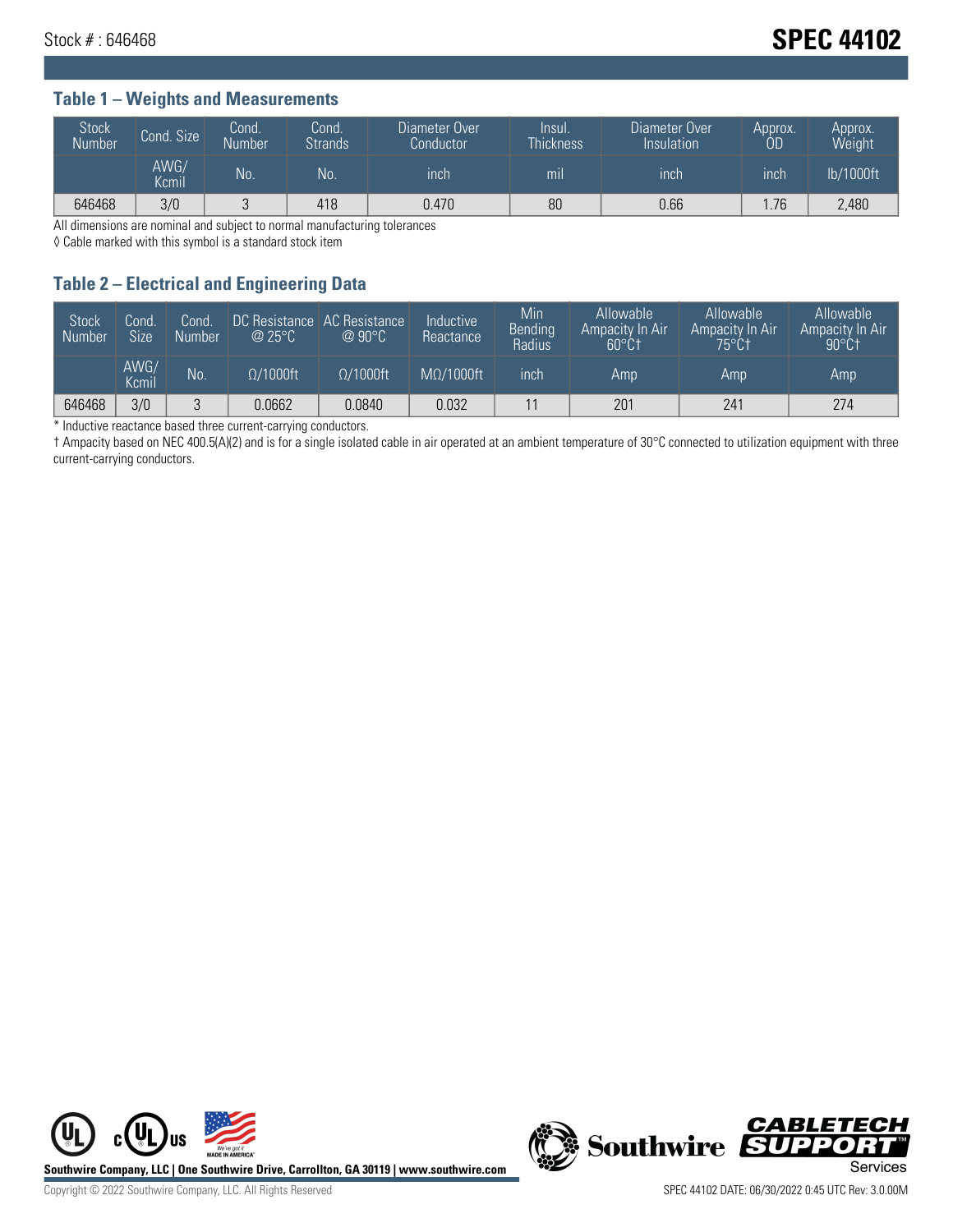Stock # : 646468

# SPEC 44102

### Table 1 – Weights and Measurements

| Stock Number | Cond. Size | Cond. Number | Cond. Strands | Diameter Over Conductor | Insul. Thickness | Diameter Over Insulation | Approx. OD | Approx. Weight |
|---|---|---|---|---|---|---|---|---|
| | AWG/ Kcmil | No. | No. | inch | mil | inch | inch | lb/1000ft |
| 646468 | 3/0 | 3 | 418 | 0.470 | 80 | 0.66 | 1.76 | 2,480 |

All dimensions are nominal and subject to normal manufacturing tolerances

◊ Cable marked with this symbol is a standard stock item

### Table 2 – Electrical and Engineering Data

| Stock Number | Cond. Size | Cond. Number | DC Resistance @ 25°C | AC Resistance @ 90°C | Inductive Reactance | Min Bending Radius | Allowable Ampacity In Air 60°C† | Allowable Ampacity In Air 75°C† | Allowable Ampacity In Air 90°C† |
|---|---|---|---|---|---|---|---|---|---|
| | AWG/ Kcmil | No. | Ω/1000ft | Ω/1000ft | MΩ/1000ft | inch | Amp | Amp | Amp |
| 646468 | 3/0 | 3 | 0.0662 | 0.0840 | 0.032 | 11 | 201 | 241 | 274 |

* Inductive reactance based three current-carrying conductors.

† Ampacity based on NEC 400.5(A)(2) and is for a single isolated cable in air operated at an ambient temperature of 30°C connected to utilization equipment with three current-carrying conductors.

Southwire Company, LLC | One Southwire Drive, Carrollton, GA 30119 | www.southwire.com

Copyright © 2022 Southwire Company, LLC. All Rights Reserved

SPEC 44102 DATE: 06/30/2022 0:45 UTC Rev: 3.0.00M